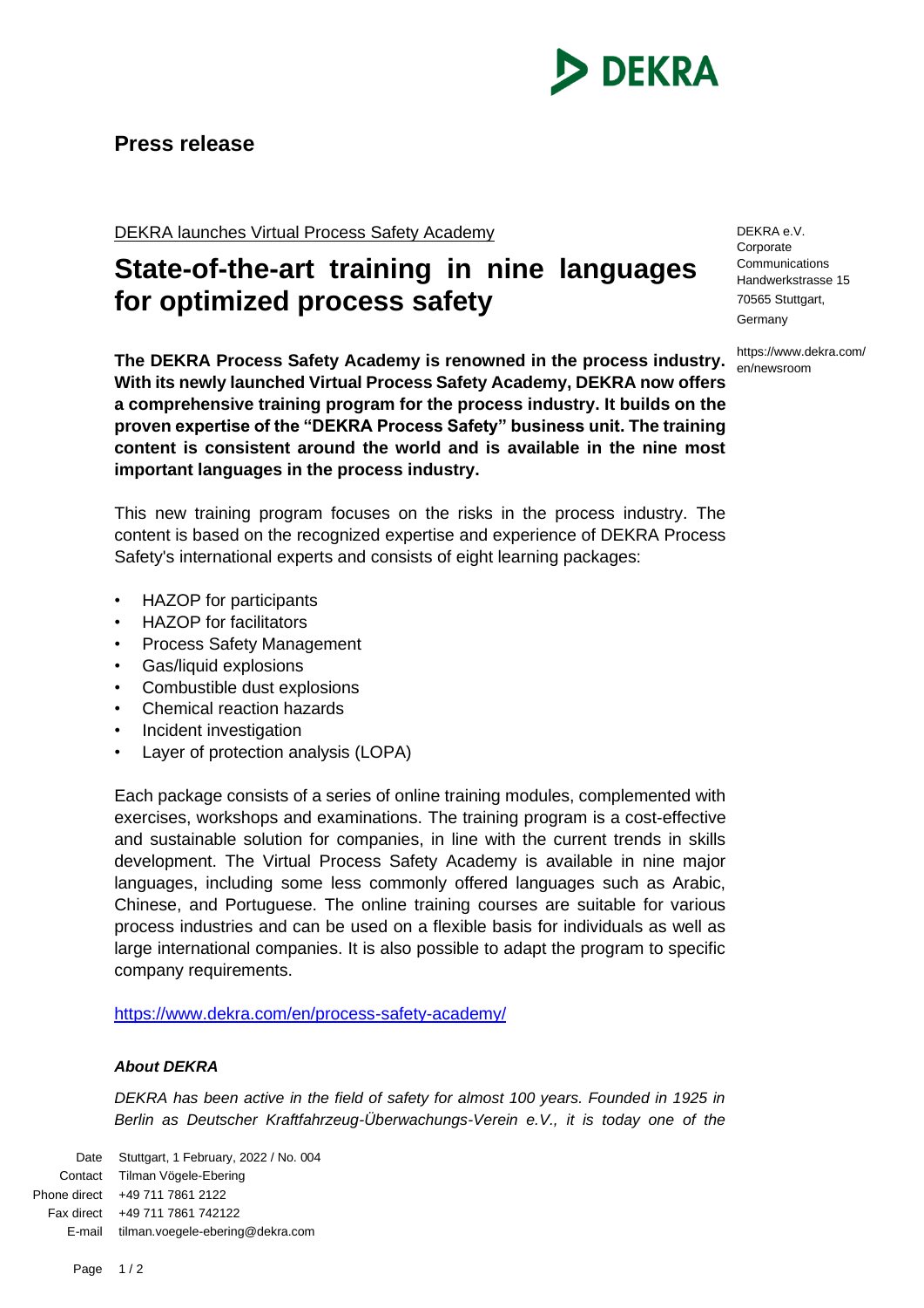**Press release**

DEKRA launches Virtual Process Safety Academy

# State-of-the-art training in nine languages for optimized process safety

DEKRA e.V.
Corporate Communications
Handwerkstrasse 15
70565 Stuttgart,
Germany

https://www.dekra.com/en/newsroom

**The DEKRA Process Safety Academy is renowned in the process industry. With its newly launched Virtual Process Safety Academy, DEKRA now offers a comprehensive training program for the process industry. It builds on the proven expertise of the "DEKRA Process Safety" business unit. The training content is consistent around the world and is available in the nine most important languages in the process industry.**

This new training program focuses on the risks in the process industry. The content is based on the recognized expertise and experience of DEKRA Process Safety's international experts and consists of eight learning packages:

- HAZOP for participants
- HAZOP for facilitators
- Process Safety Management
- Gas/liquid explosions
- Combustible dust explosions
- Chemical reaction hazards
- Incident investigation
- Layer of protection analysis (LOPA)

Each package consists of a series of online training modules, complemented with exercises, workshops and examinations. The training program is a cost-effective and sustainable solution for companies, in line with the current trends in skills development. The Virtual Process Safety Academy is available in nine major languages, including some less commonly offered languages such as Arabic, Chinese, and Portuguese. The online training courses are suitable for various process industries and can be used on a flexible basis for individuals as well as large international companies. It is also possible to adapt the program to specific company requirements.

https://www.dekra.com/en/process-safety-academy/

***About DEKRA***

*DEKRA has been active in the field of safety for almost 100 years. Founded in 1925 in Berlin as Deutscher Kraftfahrzeug-Überwachungs-Verein e.V., it is today one of the*

Date: Stuttgart, 1 February, 2022 / No. 004
Contact: Tilman Vögele-Ebering
Phone direct: +49 711 7861 2122
Fax direct: +49 711 7861 742122
E-mail: tilman.voegele-ebering@dekra.com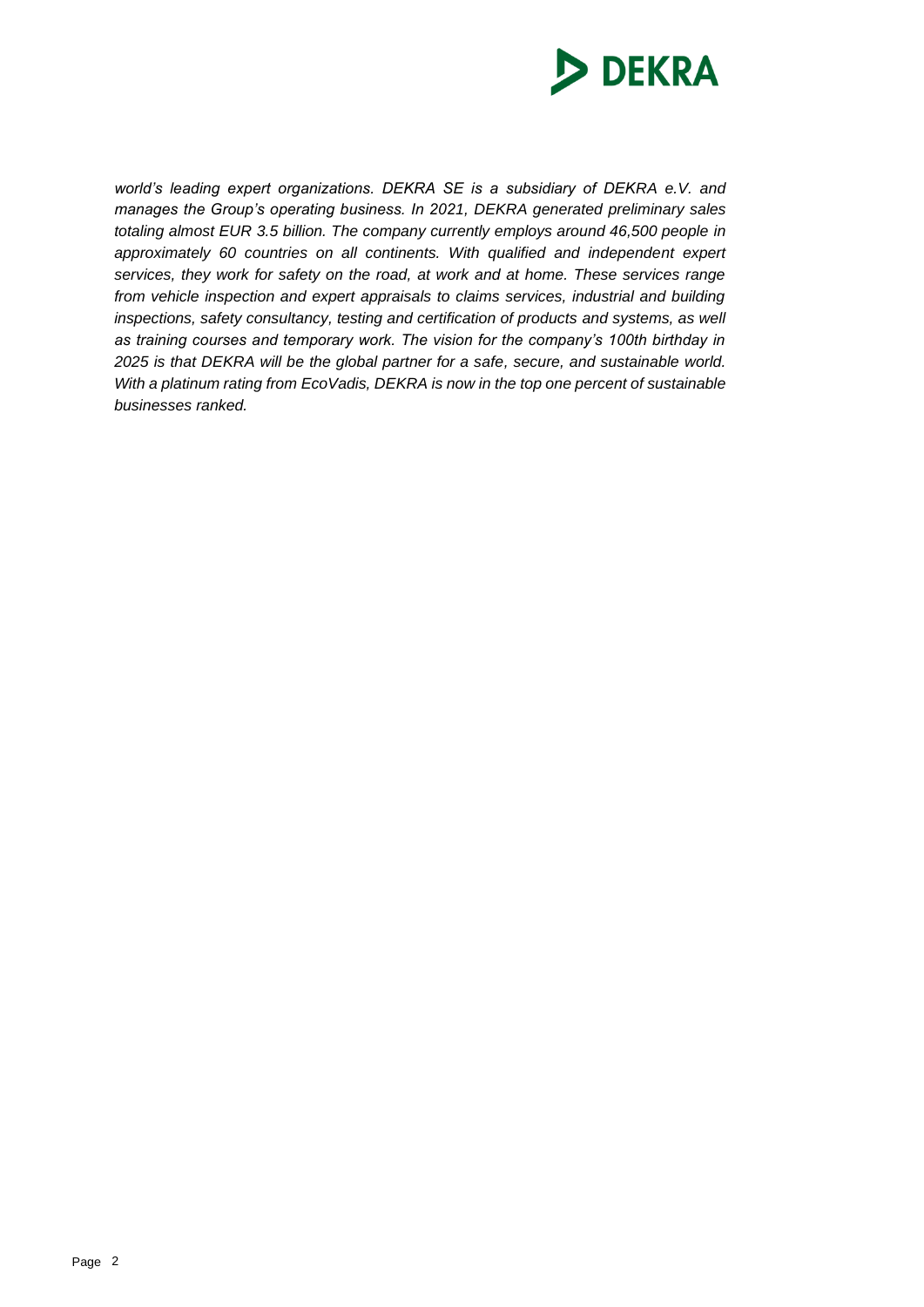*world's leading expert organizations. DEKRA SE is a subsidiary of DEKRA e.V. and manages the Group's operating business. In 2021, DEKRA generated preliminary sales totaling almost EUR 3.5 billion. The company currently employs around 46,500 people in approximately 60 countries on all continents. With qualified and independent expert services, they work for safety on the road, at work and at home. These services range from vehicle inspection and expert appraisals to claims services, industrial and building inspections, safety consultancy, testing and certification of products and systems, as well as training courses and temporary work. The vision for the company's 100th birthday in 2025 is that DEKRA will be the global partner for a safe, secure, and sustainable world. With a platinum rating from EcoVadis, DEKRA is now in the top one percent of sustainable businesses ranked.*